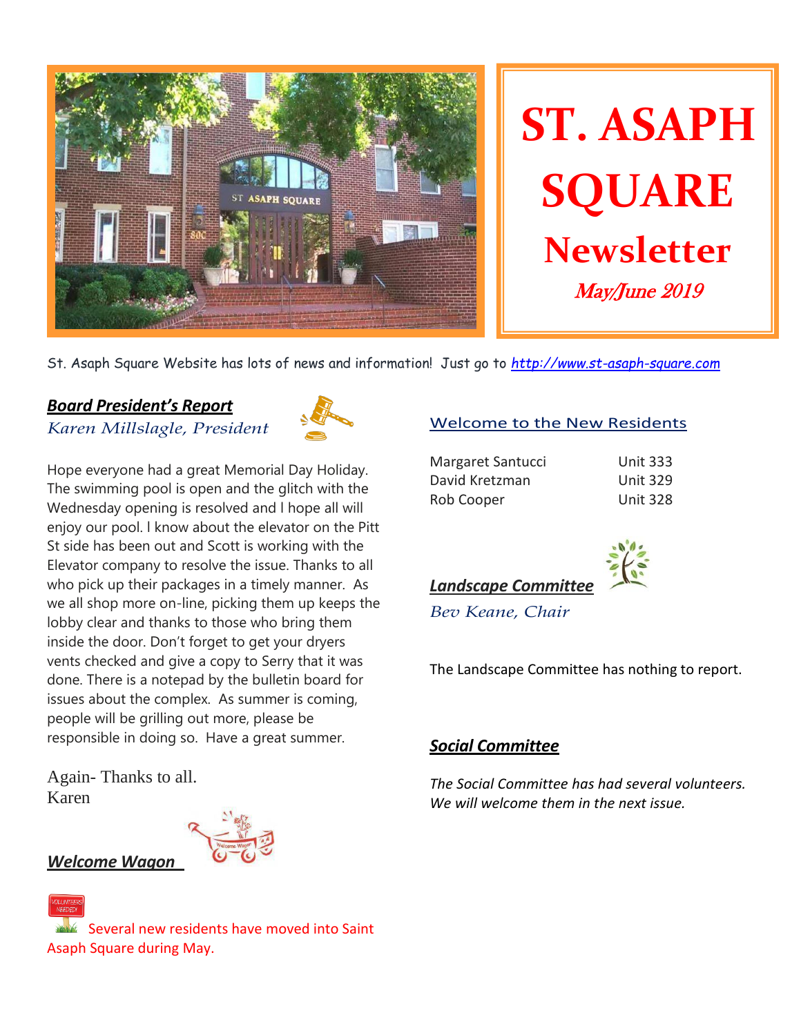# ST. ASAPH SQUARE

## Newsletter

*May/June 2019*

St. Asaph Square Website has lots of news and information! Just go to [http://www.st-asaph-square.com](http://www.st-asaph-square.com)

### ***Board President's Report***

*Karen Millslagle, President*

Hope everyone had a great Memorial Day Holiday. The swimming pool is open and the glitch with the Wednesday opening is resolved and I hope all will enjoy our pool. I know about the elevator on the Pitt St side has been out and Scott is working with the Elevator company to resolve the issue. Thanks to all who pick up their packages in a timely manner. As we all shop more on-line, picking them up keeps the lobby clear and thanks to those who bring them inside the door. Don't forget to get your dryers vents checked and give a copy to Serry that it was done. There is a notepad by the bulletin board for issues about the complex. As summer is coming, people will be grilling out more, please be responsible in doing so. Have a great summer.

Again- Thanks to all.
Karen

### ***Welcome Wagon***

Several new residents have moved into Saint Asaph Square during May.

### Welcome to the New Residents

| | |
|---|---|
| Margaret Santucci | Unit 333 |
| David Kretzman | Unit 329 |
| Rob Cooper | Unit 328 |

### ***Landscape Committee***

*Bev Keane, Chair*

The Landscape Committee has nothing to report.

### ***Social Committee***

*The Social Committee has had several volunteers. We will welcome them in the next issue.*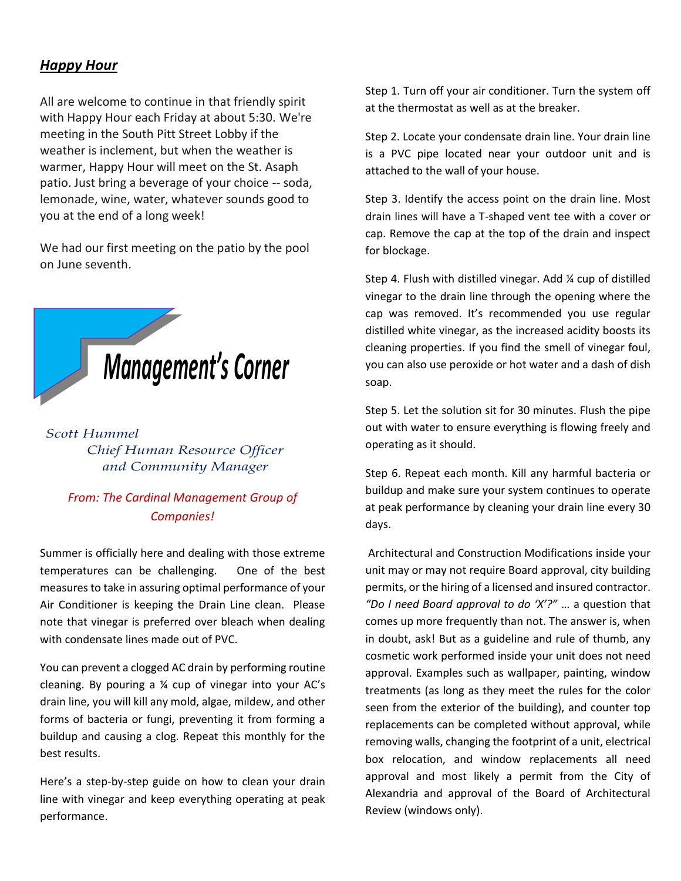## ***Happy Hour***

All are welcome to continue in that friendly spirit with Happy Hour each Friday at about 5:30. We're meeting in the South Pitt Street Lobby if the weather is inclement, but when the weather is warmer, Happy Hour will meet on the St. Asaph patio. Just bring a beverage of your choice -- soda, lemonade, wine, water, whatever sounds good to you at the end of a long week!

We had our first meeting on the patio by the pool on June seventh.

## Management's Corner

*Scott Hummel*
*Chief Human Resource Officer and Community Manager*

*From: The Cardinal Management Group of Companies!*

Summer is officially here and dealing with those extreme temperatures can be challenging. One of the best measures to take in assuring optimal performance of your Air Conditioner is keeping the Drain Line clean. Please note that vinegar is preferred over bleach when dealing with condensate lines made out of PVC.

You can prevent a clogged AC drain by performing routine cleaning. By pouring a ¼ cup of vinegar into your AC's drain line, you will kill any mold, algae, mildew, and other forms of bacteria or fungi, preventing it from forming a buildup and causing a clog. Repeat this monthly for the best results.

Here's a step-by-step guide on how to clean your drain line with vinegar and keep everything operating at peak performance.

Step 1. Turn off your air conditioner. Turn the system off at the thermostat as well as at the breaker.

Step 2. Locate your condensate drain line. Your drain line is a PVC pipe located near your outdoor unit and is attached to the wall of your house.

Step 3. Identify the access point on the drain line. Most drain lines will have a T-shaped vent tee with a cover or cap. Remove the cap at the top of the drain and inspect for blockage.

Step 4. Flush with distilled vinegar. Add ¼ cup of distilled vinegar to the drain line through the opening where the cap was removed. It's recommended you use regular distilled white vinegar, as the increased acidity boosts its cleaning properties. If you find the smell of vinegar foul, you can also use peroxide or hot water and a dash of dish soap.

Step 5. Let the solution sit for 30 minutes. Flush the pipe out with water to ensure everything is flowing freely and operating as it should.

Step 6. Repeat each month. Kill any harmful bacteria or buildup and make sure your system continues to operate at peak performance by cleaning your drain line every 30 days.

Architectural and Construction Modifications inside your unit may or may not require Board approval, city building permits, or the hiring of a licensed and insured contractor. *"Do I need Board approval to do 'X'?"* … a question that comes up more frequently than not. The answer is, when in doubt, ask! But as a guideline and rule of thumb, any cosmetic work performed inside your unit does not need approval. Examples such as wallpaper, painting, window treatments (as long as they meet the rules for the color seen from the exterior of the building), and counter top replacements can be completed without approval, while removing walls, changing the footprint of a unit, electrical box relocation, and window replacements all need approval and most likely a permit from the City of Alexandria and approval of the Board of Architectural Review (windows only).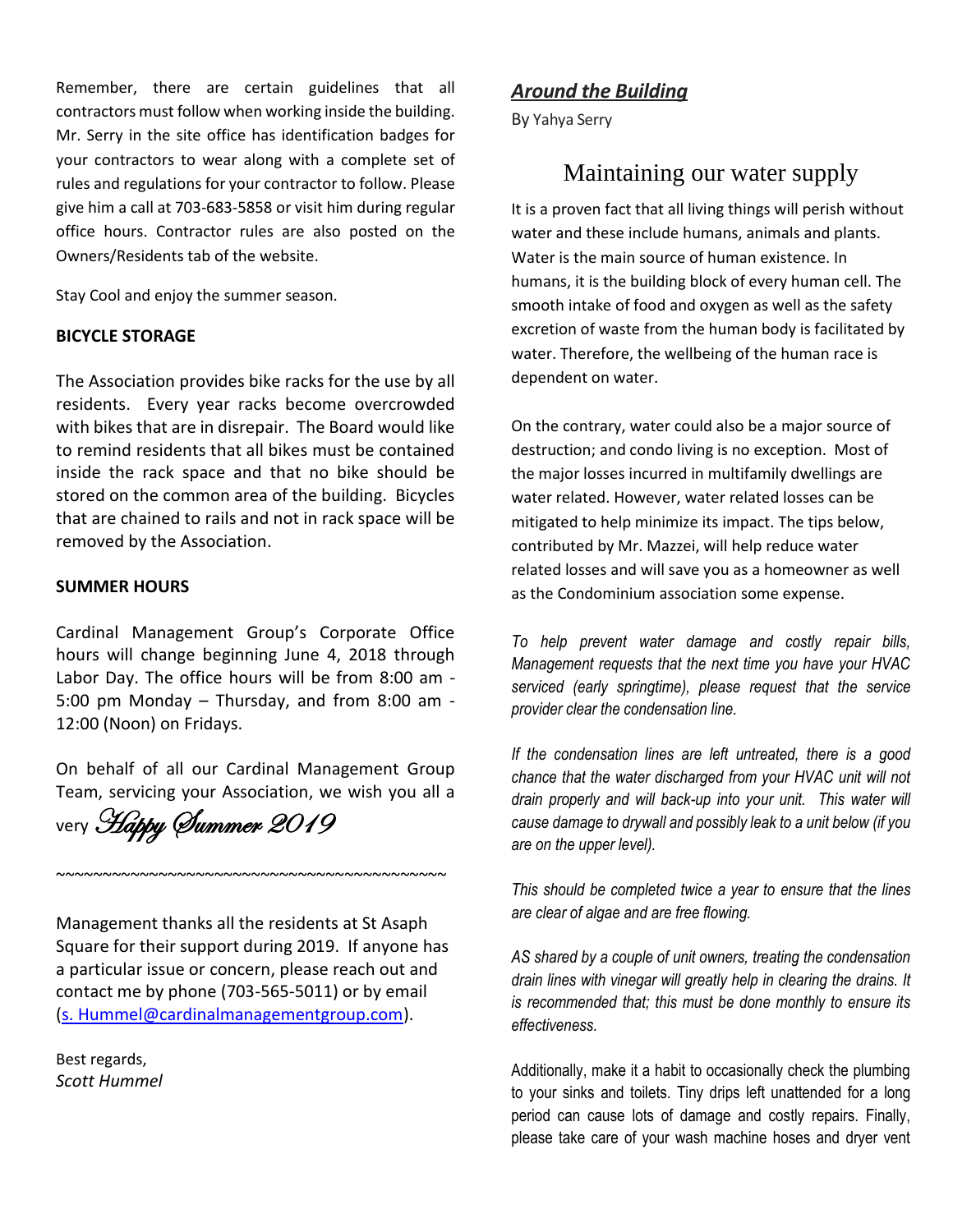Remember, there are certain guidelines that all contractors must follow when working inside the building. Mr. Serry in the site office has identification badges for your contractors to wear along with a complete set of rules and regulations for your contractor to follow. Please give him a call at 703-683-5858 or visit him during regular office hours. Contractor rules are also posted on the Owners/Residents tab of the website.

Stay Cool and enjoy the summer season.

**BICYCLE STORAGE**

The Association provides bike racks for the use by all residents. Every year racks become overcrowded with bikes that are in disrepair. The Board would like to remind residents that all bikes must be contained inside the rack space and that no bike should be stored on the common area of the building. Bicycles that are chained to rails and not in rack space will be removed by the Association.

**SUMMER HOURS**

Cardinal Management Group's Corporate Office hours will change beginning June 4, 2018 through Labor Day. The office hours will be from 8:00 am - 5:00 pm Monday – Thursday, and from 8:00 am - 12:00 (Noon) on Fridays.

On behalf of all our Cardinal Management Group Team, servicing your Association, we wish you all a very *Happy Summer 2019*

~~~~~~~~~~~~~~~~~~~~~~~~~~~~~~~~~~~~~~~~~~~~

Management thanks all the residents at St Asaph Square for their support during 2019. If anyone has a particular issue or concern, please reach out and contact me by phone (703-565-5011) or by email (s. Hummel@cardinalmanagementgroup.com).

Best regards,
*Scott Hummel*

## ***Around the Building***

By Yahya Serry

### Maintaining our water supply

It is a proven fact that all living things will perish without water and these include humans, animals and plants. Water is the main source of human existence. In humans, it is the building block of every human cell. The smooth intake of food and oxygen as well as the safety excretion of waste from the human body is facilitated by water. Therefore, the wellbeing of the human race is dependent on water.

On the contrary, water could also be a major source of destruction; and condo living is no exception. Most of the major losses incurred in multifamily dwellings are water related. However, water related losses can be mitigated to help minimize its impact. The tips below, contributed by Mr. Mazzei, will help reduce water related losses and will save you as a homeowner as well as the Condominium association some expense.

*To help prevent water damage and costly repair bills, Management requests that the next time you have your HVAC serviced (early springtime), please request that the service provider clear the condensation line.*

*If the condensation lines are left untreated, there is a good chance that the water discharged from your HVAC unit will not drain properly and will back-up into your unit. This water will cause damage to drywall and possibly leak to a unit below (if you are on the upper level).*

*This should be completed twice a year to ensure that the lines are clear of algae and are free flowing.*

*AS shared by a couple of unit owners, treating the condensation drain lines with vinegar will greatly help in clearing the drains. It is recommended that; this must be done monthly to ensure its effectiveness.*

Additionally, make it a habit to occasionally check the plumbing to your sinks and toilets. Tiny drips left unattended for a long period can cause lots of damage and costly repairs. Finally, please take care of your wash machine hoses and dryer vent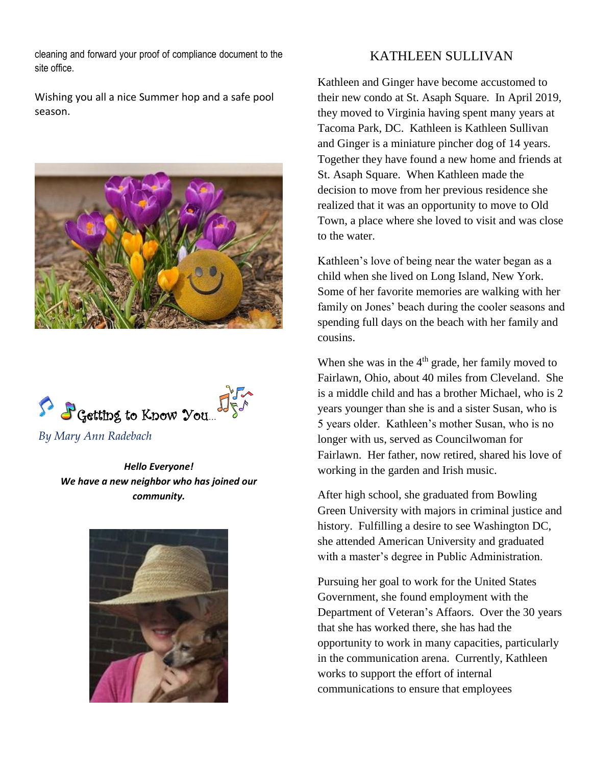cleaning and forward your proof of compliance document to the site office.

Wishing you all a nice Summer hop and a safe pool season.

## Getting to Know You...

*By Mary Ann Radebach*

***Hello Everyone!***
***We have a new neighbor who has joined our community.***

## KATHLEEN SULLIVAN

Kathleen and Ginger have become accustomed to their new condo at St. Asaph Square. In April 2019, they moved to Virginia having spent many years at Tacoma Park, DC. Kathleen is Kathleen Sullivan and Ginger is a miniature pincher dog of 14 years. Together they have found a new home and friends at St. Asaph Square. When Kathleen made the decision to move from her previous residence she realized that it was an opportunity to move to Old Town, a place where she loved to visit and was close to the water.

Kathleen's love of being near the water began as a child when she lived on Long Island, New York. Some of her favorite memories are walking with her family on Jones' beach during the cooler seasons and spending full days on the beach with her family and cousins.

When she was in the 4th grade, her family moved to Fairlawn, Ohio, about 40 miles from Cleveland. She is a middle child and has a brother Michael, who is 2 years younger than she is and a sister Susan, who is 5 years older. Kathleen's mother Susan, who is no longer with us, served as Councilwoman for Fairlawn. Her father, now retired, shared his love of working in the garden and Irish music.

After high school, she graduated from Bowling Green University with majors in criminal justice and history. Fulfilling a desire to see Washington DC, she attended American University and graduated with a master's degree in Public Administration.

Pursuing her goal to work for the United States Government, she found employment with the Department of Veteran's Affaors. Over the 30 years that she has worked there, she has had the opportunity to work in many capacities, particularly in the communication arena. Currently, Kathleen works to support the effort of internal communications to ensure that employees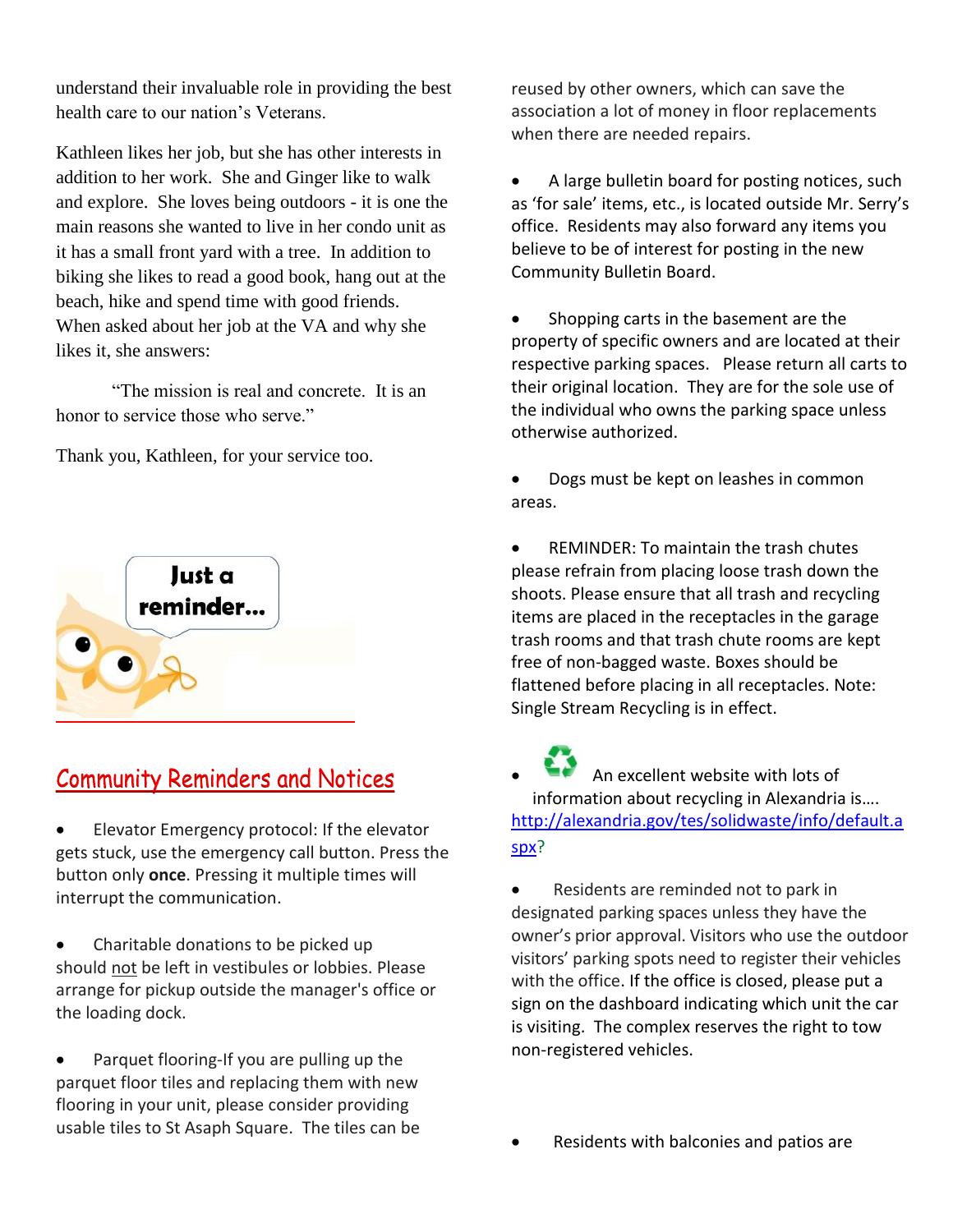understand their invaluable role in providing the best health care to our nation's Veterans.

Kathleen likes her job, but she has other interests in addition to her work. She and Ginger like to walk and explore. She loves being outdoors - it is one the main reasons she wanted to live in her condo unit as it has a small front yard with a tree. In addition to biking she likes to read a good book, hang out at the beach, hike and spend time with good friends. When asked about her job at the VA and why she likes it, she answers:

"The mission is real and concrete. It is an honor to service those who serve."

Thank you, Kathleen, for your service too.

Just a reminder...

## Community Reminders and Notices

- Elevator Emergency protocol: If the elevator gets stuck, use the emergency call button. Press the button only **once**. Pressing it multiple times will interrupt the communication.

- Charitable donations to be picked up should not be left in vestibules or lobbies. Please arrange for pickup outside the manager's office or the loading dock.

- Parquet flooring-If you are pulling up the parquet floor tiles and replacing them with new flooring in your unit, please consider providing usable tiles to St Asaph Square. The tiles can be reused by other owners, which can save the association a lot of money in floor replacements when there are needed repairs.

- A large bulletin board for posting notices, such as 'for sale' items, etc., is located outside Mr. Serry's office. Residents may also forward any items you believe to be of interest for posting in the new Community Bulletin Board.

- Shopping carts in the basement are the property of specific owners and are located at their respective parking spaces. Please return all carts to their original location. They are for the sole use of the individual who owns the parking space unless otherwise authorized.

- Dogs must be kept on leashes in common areas.

- REMINDER: To maintain the trash chutes please refrain from placing loose trash down the shoots. Please ensure that all trash and recycling items are placed in the receptacles in the garage trash rooms and that trash chute rooms are kept free of non-bagged waste. Boxes should be flattened before placing in all receptacles. Note: Single Stream Recycling is in effect.

- An excellent website with lots of information about recycling in Alexandria is…. http://alexandria.gov/tes/solidwaste/info/default.aspx?

- Residents are reminded not to park in designated parking spaces unless they have the owner's prior approval. Visitors who use the outdoor visitors' parking spots need to register their vehicles with the office. If the office is closed, please put a sign on the dashboard indicating which unit the car is visiting. The complex reserves the right to tow non-registered vehicles.

- Residents with balconies and patios are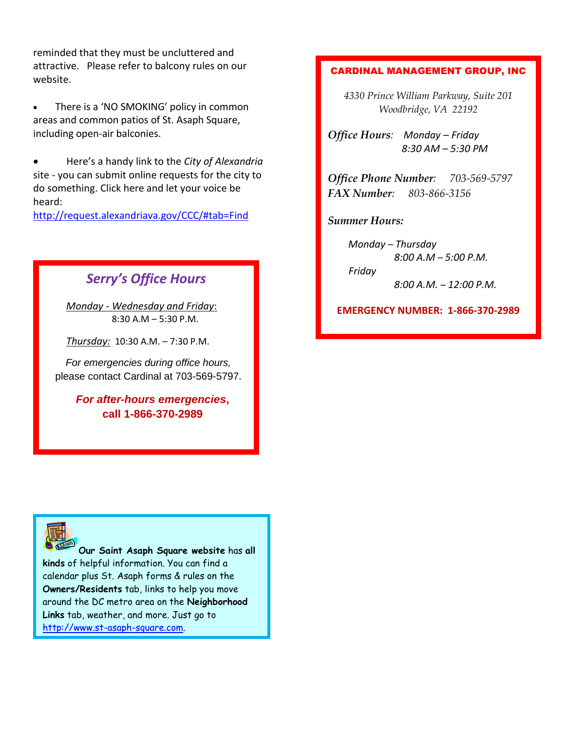reminded that they must be uncluttered and attractive. Please refer to balcony rules on our website.

- There is a 'NO SMOKING' policy in common areas and common patios of St. Asaph Square, including open-air balconies.

- Here's a handy link to the *City of Alexandria* site - you can submit online requests for the city to do something. Click here and let your voice be heard: http://request.alexandriava.gov/CCC/#tab=Find

## *Serry's Office Hours*

*Monday - Wednesday and Friday*:
8:30 A.M – 5:30 P.M.

*Thursday:* 10:30 A.M. – 7:30 P.M.

*For emergencies during office hours,* please contact Cardinal at 703-569-5797.

***For after-hours emergencies*, call 1-866-370-2989**

**Our Saint Asaph Square website** has **all kinds** of helpful information. You can find a calendar plus St. Asaph forms & rules on the **Owners/Residents** tab, links to help you move around the DC metro area on the **Neighborhood Links** tab, weather, and more. Just go to http://www.st-asaph-square.com.

## CARDINAL MANAGEMENT GROUP, INC

*4330 Prince William Parkway, Suite 201*
*Woodbridge, VA 22192*

*Office Hours:* *Monday – Friday*
*8:30 AM – 5:30 PM*

*Office Phone Number:* *703-569-5797*
*FAX Number:* *803-866-3156*

***Summer Hours:***

*Monday – Thursday*
*8:00 A.M – 5:00 P.M.*
*Friday*
*8:00 A.M. – 12:00 P.M.*

**EMERGENCY NUMBER: 1-866-370-2989**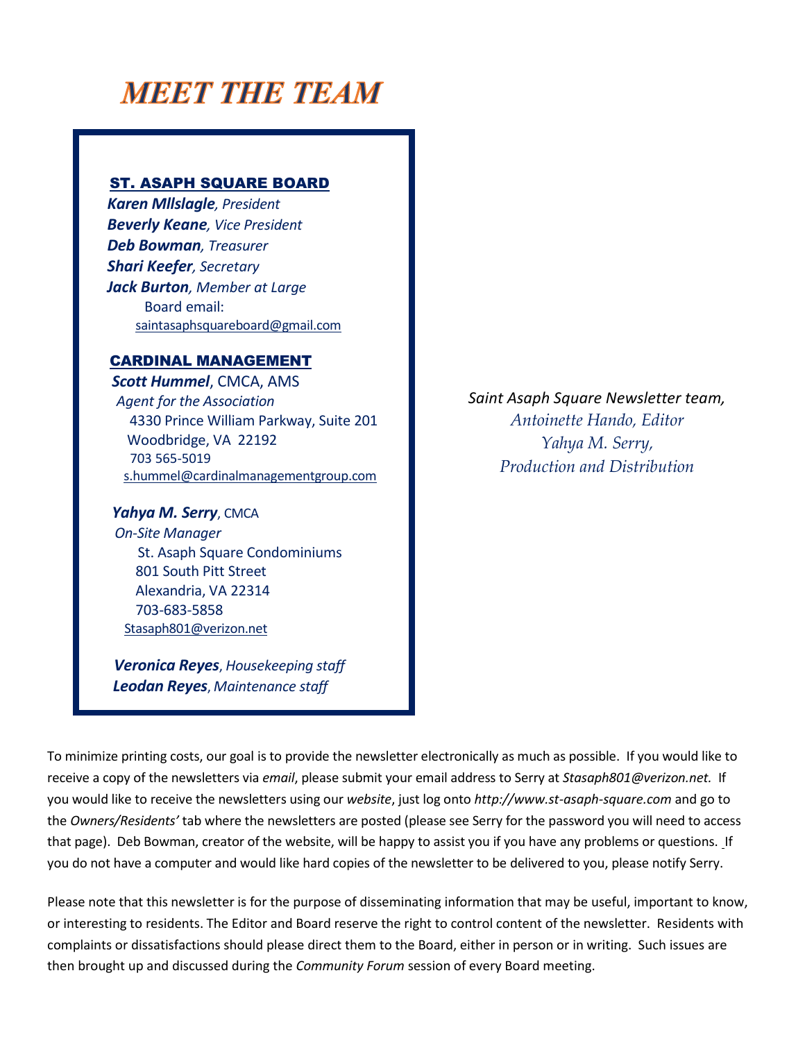# MEET THE TEAM

## ST. ASAPH SQUARE BOARD

***Karen Mllslagle**, President*
***Beverly Keane**, Vice President*
***Deb Bowman**, Treasurer*
***Shari Keefer**, Secretary*
***Jack Burton**, Member at Large*

Board email:
saintasaphsquareboard@gmail.com

## CARDINAL MANAGEMENT

***Scott Hummel***, CMCA, AMS
*Agent for the Association*
4330 Prince William Parkway, Suite 201
Woodbridge, VA 22192
703 565-5019
s.hummel@cardinalmanagementgroup.com

***Yahya M. Serry***, CMCA
*On-Site Manager*
St. Asaph Square Condominiums
801 South Pitt Street
Alexandria, VA 22314
703-683-5858
Stasaph801@verizon.net

***Veronica Reyes**, Housekeeping staff*
***Leodan Reyes**, Maintenance staff*

*Saint Asaph Square Newsletter team,*
*Antoinette Hando, Editor*
*Yahya M. Serry,*
*Production and Distribution*

To minimize printing costs, our goal is to provide the newsletter electronically as much as possible. If you would like to receive a copy of the newsletters via *email*, please submit your email address to Serry at *Stasaph801@verizon.net.* If you would like to receive the newsletters using our *website*, just log onto *http://www.st-asaph-square.com* and go to the *Owners/Residents'* tab where the newsletters are posted (please see Serry for the password you will need to access that page). Deb Bowman, creator of the website, will be happy to assist you if you have any problems or questions. If you do not have a computer and would like hard copies of the newsletter to be delivered to you, please notify Serry.

Please note that this newsletter is for the purpose of disseminating information that may be useful, important to know, or interesting to residents. The Editor and Board reserve the right to control content of the newsletter. Residents with complaints or dissatisfactions should please direct them to the Board, either in person or in writing. Such issues are then brought up and discussed during the *Community Forum* session of every Board meeting.